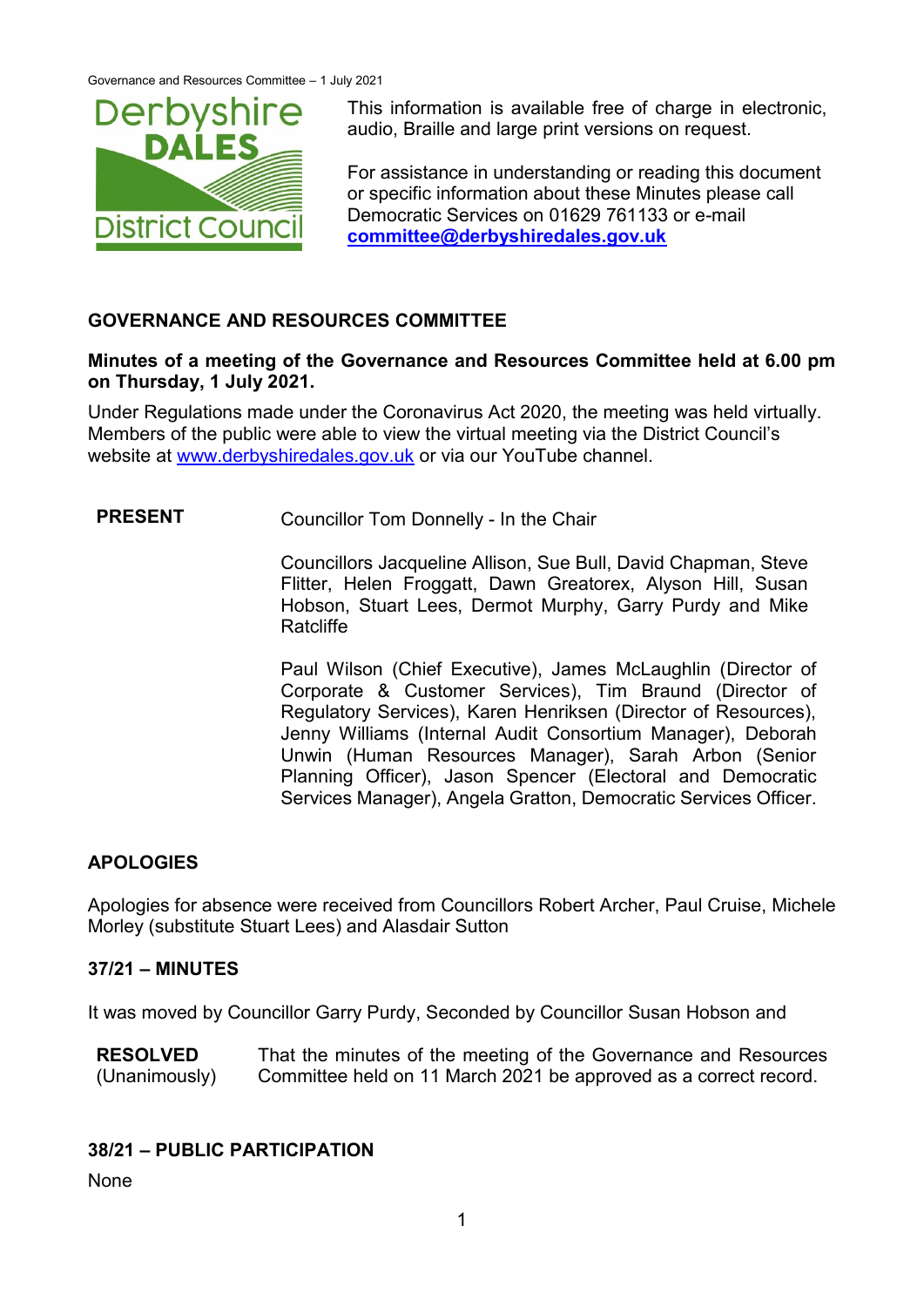This information is available free of charge in electronic, audio, Braille and large print versions on request.

For assistance in understanding or reading this document or specific information about these Minutes please call Democratic Services on 01629 761133 or e-mail **committee@derbyshiredales.gov.uk**

## GOVERNANCE AND RESOURCES COMMITTEE

**Minutes of a meeting of the Governance and Resources Committee held at 6.00 pm on Thursday, 1 July 2021.**

Under Regulations made under the Coronavirus Act 2020, the meeting was held virtually. Members of the public were able to view the virtual meeting via the District Council's website at www.derbyshiredales.gov.uk or via our YouTube channel.

**PRESENT**

Councillor Tom Donnelly - In the Chair

Councillors Jacqueline Allison, Sue Bull, David Chapman, Steve Flitter, Helen Froggatt, Dawn Greatorex, Alyson Hill, Susan Hobson, Stuart Lees, Dermot Murphy, Garry Purdy and Mike Ratcliffe

Paul Wilson (Chief Executive), James McLaughlin (Director of Corporate & Customer Services), Tim Braund (Director of Regulatory Services), Karen Henriksen (Director of Resources), Jenny Williams (Internal Audit Consortium Manager), Deborah Unwin (Human Resources Manager), Sarah Arbon (Senior Planning Officer), Jason Spencer (Electoral and Democratic Services Manager), Angela Gratton, Democratic Services Officer.

## APOLOGIES

Apologies for absence were received from Councillors Robert Archer, Paul Cruise, Michele Morley (substitute Stuart Lees) and Alasdair Sutton

## 37/21 – MINUTES

It was moved by Councillor Garry Purdy, Seconded by Councillor Susan Hobson and

**RESOLVED** (Unanimously) That the minutes of the meeting of the Governance and Resources Committee held on 11 March 2021 be approved as a correct record.

## 38/21 – PUBLIC PARTICIPATION

None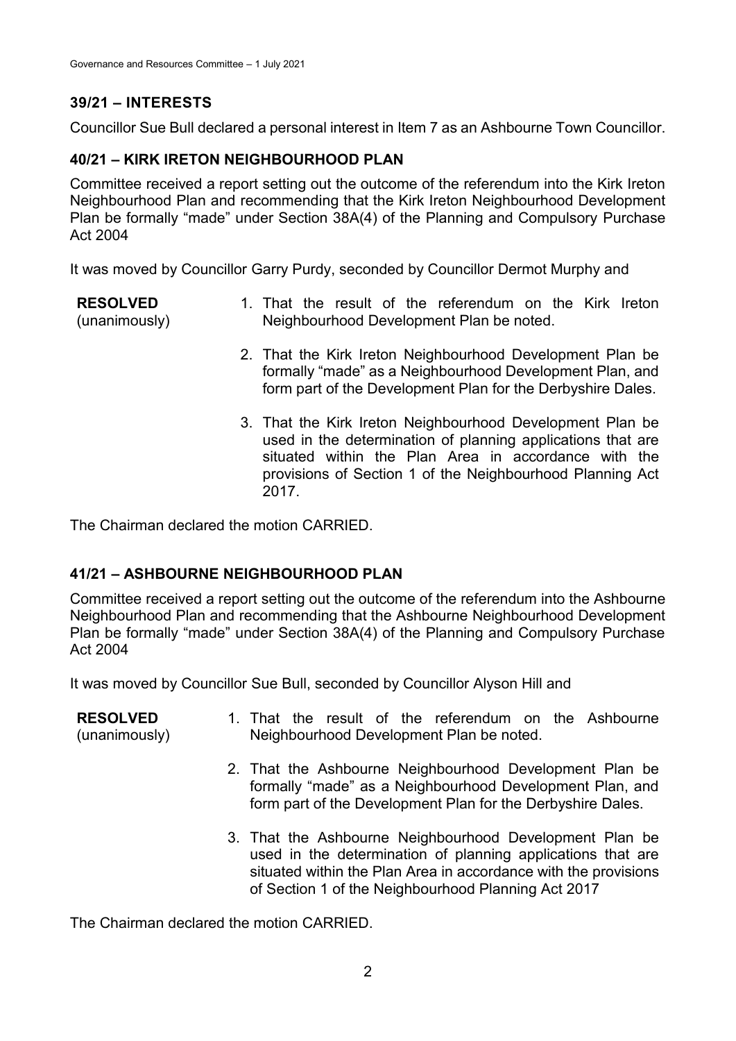## 39/21 – INTERESTS

Councillor Sue Bull declared a personal interest in Item 7 as an Ashbourne Town Councillor.

## 40/21 – KIRK IRETON NEIGHBOURHOOD PLAN

Committee received a report setting out the outcome of the referendum into the Kirk Ireton Neighbourhood Plan and recommending that the Kirk Ireton Neighbourhood Development Plan be formally "made" under Section 38A(4) of the Planning and Compulsory Purchase Act 2004

It was moved by Councillor Garry Purdy, seconded by Councillor Dermot Murphy and

**RESOLVED** (unanimously)

1. That the result of the referendum on the Kirk Ireton Neighbourhood Development Plan be noted.
2. That the Kirk Ireton Neighbourhood Development Plan be formally "made" as a Neighbourhood Development Plan, and form part of the Development Plan for the Derbyshire Dales.
3. That the Kirk Ireton Neighbourhood Development Plan be used in the determination of planning applications that are situated within the Plan Area in accordance with the provisions of Section 1 of the Neighbourhood Planning Act 2017.

The Chairman declared the motion CARRIED.

## 41/21 – ASHBOURNE NEIGHBOURHOOD PLAN

Committee received a report setting out the outcome of the referendum into the Ashbourne Neighbourhood Plan and recommending that the Ashbourne Neighbourhood Development Plan be formally "made" under Section 38A(4) of the Planning and Compulsory Purchase Act 2004

It was moved by Councillor Sue Bull, seconded by Councillor Alyson Hill and

**RESOLVED** (unanimously)

1. That the result of the referendum on the Ashbourne Neighbourhood Development Plan be noted.
2. That the Ashbourne Neighbourhood Development Plan be formally "made" as a Neighbourhood Development Plan, and form part of the Development Plan for the Derbyshire Dales.
3. That the Ashbourne Neighbourhood Development Plan be used in the determination of planning applications that are situated within the Plan Area in accordance with the provisions of Section 1 of the Neighbourhood Planning Act 2017

The Chairman declared the motion CARRIED.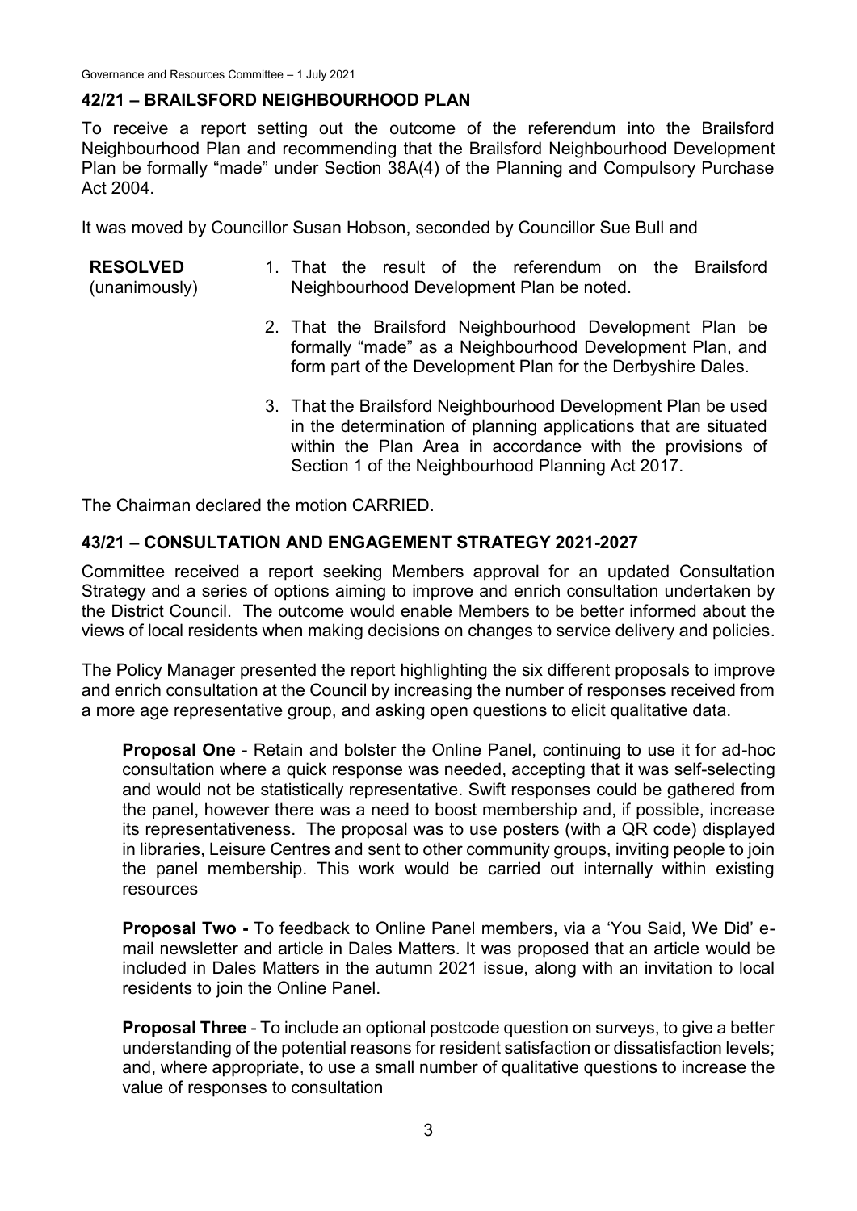## 42/21 – BRAILSFORD NEIGHBOURHOOD PLAN

To receive a report setting out the outcome of the referendum into the Brailsford Neighbourhood Plan and recommending that the Brailsford Neighbourhood Development Plan be formally "made" under Section 38A(4) of the Planning and Compulsory Purchase Act 2004.

It was moved by Councillor Susan Hobson, seconded by Councillor Sue Bull and

**RESOLVED** (unanimously)

1. That the result of the referendum on the Brailsford Neighbourhood Development Plan be noted.
2. That the Brailsford Neighbourhood Development Plan be formally "made" as a Neighbourhood Development Plan, and form part of the Development Plan for the Derbyshire Dales.
3. That the Brailsford Neighbourhood Development Plan be used in the determination of planning applications that are situated within the Plan Area in accordance with the provisions of Section 1 of the Neighbourhood Planning Act 2017.

The Chairman declared the motion CARRIED.

## 43/21 – CONSULTATION AND ENGAGEMENT STRATEGY 2021-2027

Committee received a report seeking Members approval for an updated Consultation Strategy and a series of options aiming to improve and enrich consultation undertaken by the District Council. The outcome would enable Members to be better informed about the views of local residents when making decisions on changes to service delivery and policies.

The Policy Manager presented the report highlighting the six different proposals to improve and enrich consultation at the Council by increasing the number of responses received from a more age representative group, and asking open questions to elicit qualitative data.

**Proposal One** - Retain and bolster the Online Panel, continuing to use it for ad-hoc consultation where a quick response was needed, accepting that it was self-selecting and would not be statistically representative. Swift responses could be gathered from the panel, however there was a need to boost membership and, if possible, increase its representativeness. The proposal was to use posters (with a QR code) displayed in libraries, Leisure Centres and sent to other community groups, inviting people to join the panel membership. This work would be carried out internally within existing resources

**Proposal Two -** To feedback to Online Panel members, via a 'You Said, We Did' e-mail newsletter and article in Dales Matters. It was proposed that an article would be included in Dales Matters in the autumn 2021 issue, along with an invitation to local residents to join the Online Panel.

**Proposal Three** - To include an optional postcode question on surveys, to give a better understanding of the potential reasons for resident satisfaction or dissatisfaction levels; and, where appropriate, to use a small number of qualitative questions to increase the value of responses to consultation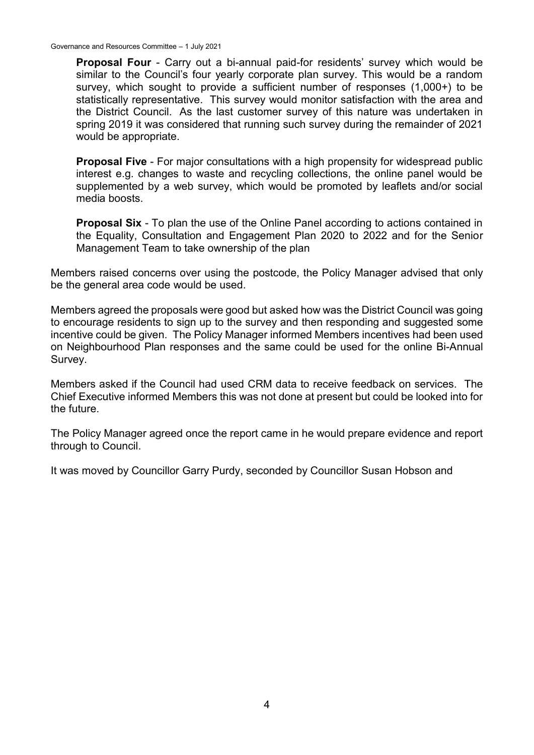**Proposal Four** - Carry out a bi-annual paid-for residents' survey which would be similar to the Council's four yearly corporate plan survey. This would be a random survey, which sought to provide a sufficient number of responses (1,000+) to be statistically representative. This survey would monitor satisfaction with the area and the District Council. As the last customer survey of this nature was undertaken in spring 2019 it was considered that running such survey during the remainder of 2021 would be appropriate.

**Proposal Five** - For major consultations with a high propensity for widespread public interest e.g. changes to waste and recycling collections, the online panel would be supplemented by a web survey, which would be promoted by leaflets and/or social media boosts.

**Proposal Six** - To plan the use of the Online Panel according to actions contained in the Equality, Consultation and Engagement Plan 2020 to 2022 and for the Senior Management Team to take ownership of the plan

Members raised concerns over using the postcode, the Policy Manager advised that only be the general area code would be used.

Members agreed the proposals were good but asked how was the District Council was going to encourage residents to sign up to the survey and then responding and suggested some incentive could be given. The Policy Manager informed Members incentives had been used on Neighbourhood Plan responses and the same could be used for the online Bi-Annual Survey.

Members asked if the Council had used CRM data to receive feedback on services. The Chief Executive informed Members this was not done at present but could be looked into for the future.

The Policy Manager agreed once the report came in he would prepare evidence and report through to Council.

It was moved by Councillor Garry Purdy, seconded by Councillor Susan Hobson and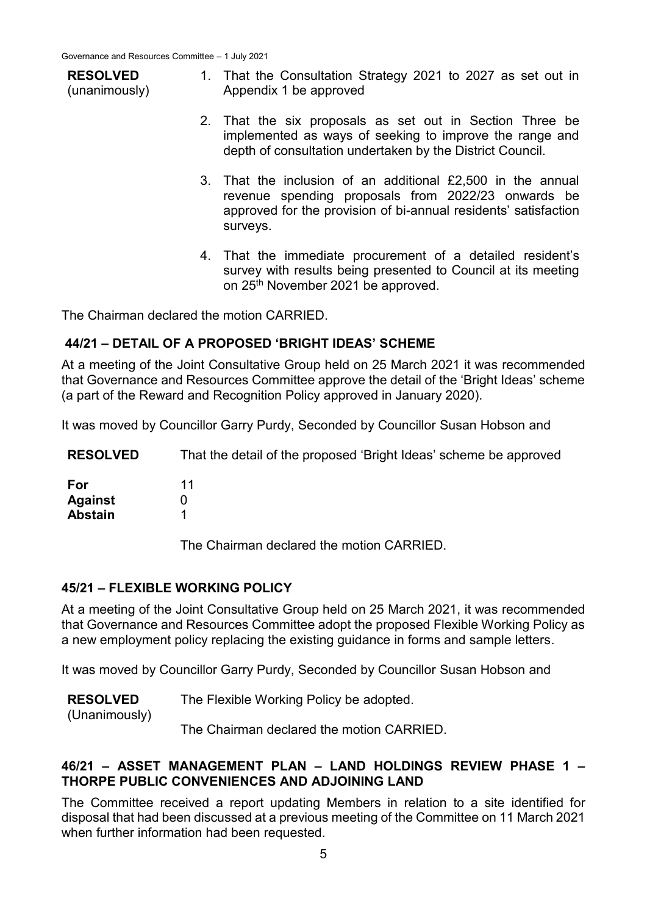**RESOLVED** (unanimously)

1. That the Consultation Strategy 2021 to 2027 as set out in Appendix 1 be approved
2. That the six proposals as set out in Section Three be implemented as ways of seeking to improve the range and depth of consultation undertaken by the District Council.
3. That the inclusion of an additional £2,500 in the annual revenue spending proposals from 2022/23 onwards be approved for the provision of bi-annual residents' satisfaction surveys.
4. That the immediate procurement of a detailed resident's survey with results being presented to Council at its meeting on 25th November 2021 be approved.

The Chairman declared the motion CARRIED.

## 44/21 – DETAIL OF A PROPOSED 'BRIGHT IDEAS' SCHEME

At a meeting of the Joint Consultative Group held on 25 March 2021 it was recommended that Governance and Resources Committee approve the detail of the 'Bright Ideas' scheme (a part of the Reward and Recognition Policy approved in January 2020).

It was moved by Councillor Garry Purdy, Seconded by Councillor Susan Hobson and

**RESOLVED** That the detail of the proposed 'Bright Ideas' scheme be approved

**For** 11
**Against** 0
**Abstain** 1

The Chairman declared the motion CARRIED.

## 45/21 – FLEXIBLE WORKING POLICY

At a meeting of the Joint Consultative Group held on 25 March 2021, it was recommended that Governance and Resources Committee adopt the proposed Flexible Working Policy as a new employment policy replacing the existing guidance in forms and sample letters.

It was moved by Councillor Garry Purdy, Seconded by Councillor Susan Hobson and

**RESOLVED** (Unanimously) The Flexible Working Policy be adopted.

The Chairman declared the motion CARRIED.

## 46/21 – ASSET MANAGEMENT PLAN – LAND HOLDINGS REVIEW PHASE 1 – THORPE PUBLIC CONVENIENCES AND ADJOINING LAND

The Committee received a report updating Members in relation to a site identified for disposal that had been discussed at a previous meeting of the Committee on 11 March 2021 when further information had been requested.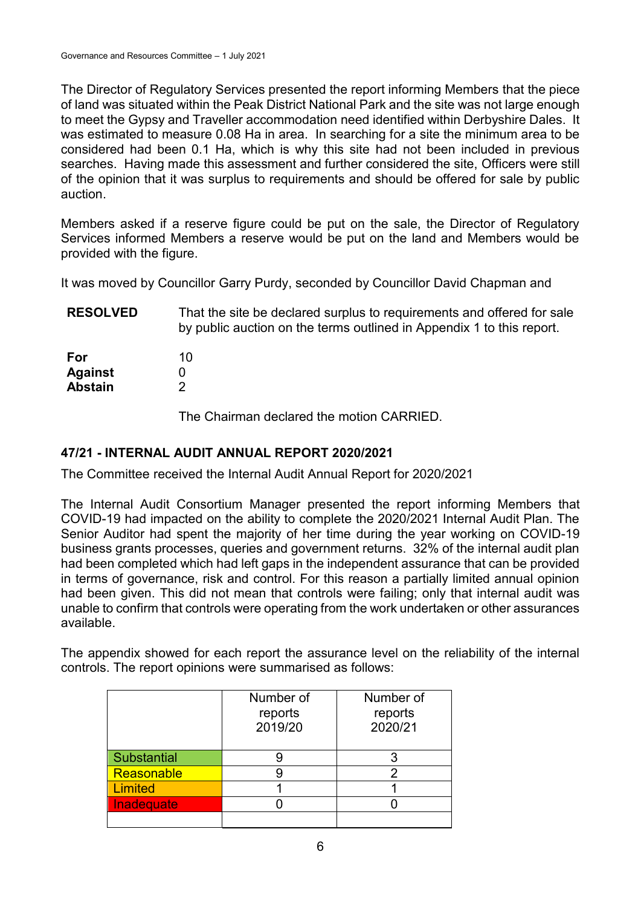The Director of Regulatory Services presented the report informing Members that the piece of land was situated within the Peak District National Park and the site was not large enough to meet the Gypsy and Traveller accommodation need identified within Derbyshire Dales. It was estimated to measure 0.08 Ha in area. In searching for a site the minimum area to be considered had been 0.1 Ha, which is why this site had not been included in previous searches. Having made this assessment and further considered the site, Officers were still of the opinion that it was surplus to requirements and should be offered for sale by public auction.

Members asked if a reserve figure could be put on the sale, the Director of Regulatory Services informed Members a reserve would be put on the land and Members would be provided with the figure.

It was moved by Councillor Garry Purdy, seconded by Councillor David Chapman and

**RESOLVED** That the site be declared surplus to requirements and offered for sale by public auction on the terms outlined in Appendix 1 to this report.

**For** 10
**Against** 0
**Abstain** 2

The Chairman declared the motion CARRIED.

## 47/21 - INTERNAL AUDIT ANNUAL REPORT 2020/2021

The Committee received the Internal Audit Annual Report for 2020/2021

The Internal Audit Consortium Manager presented the report informing Members that COVID-19 had impacted on the ability to complete the 2020/2021 Internal Audit Plan. The Senior Auditor had spent the majority of her time during the year working on COVID-19 business grants processes, queries and government returns. 32% of the internal audit plan had been completed which had left gaps in the independent assurance that can be provided in terms of governance, risk and control. For this reason a partially limited annual opinion had been given. This did not mean that controls were failing; only that internal audit was unable to confirm that controls were operating from the work undertaken or other assurances available.

The appendix showed for each report the assurance level on the reliability of the internal controls. The report opinions were summarised as follows:

| | Number of reports 2019/20 | Number of reports 2020/21 |
|---|---|---|
| Substantial | 9 | 3 |
| Reasonable | 9 | 2 |
| Limited | 1 | 1 |
| Inadequate | 0 | 0 |
| | | |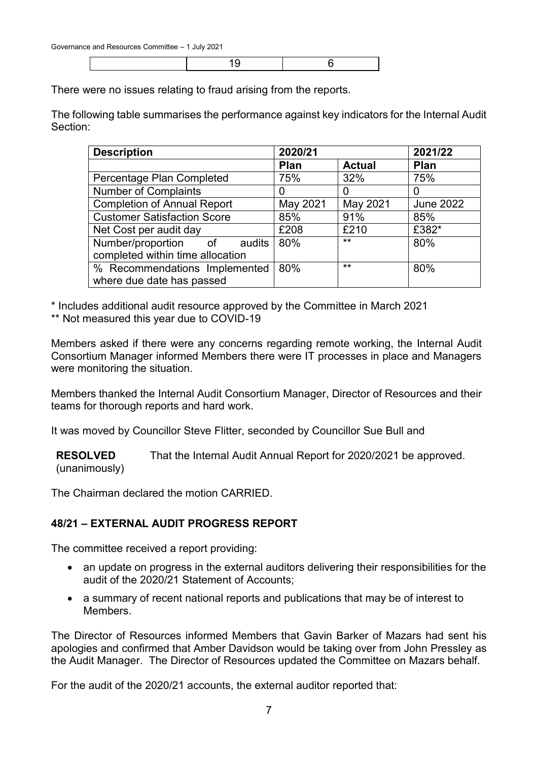| | 19 | 6 |
|---|---|---|

There were no issues relating to fraud arising from the reports.

The following table summarises the performance against key indicators for the Internal Audit Section:

| Description | 2020/21 | | 2021/22 |
|---|---|---|---|
| | Plan | Actual | Plan |
| Percentage Plan Completed | 75% | 32% | 75% |
| Number of Complaints | 0 | 0 | 0 |
| Completion of Annual Report | May 2021 | May 2021 | June 2022 |
| Customer Satisfaction Score | 85% | 91% | 85% |
| Net Cost per audit day | £208 | £210 | £382* |
| Number/proportion of audits completed within time allocation | 80% | ** | 80% |
| % Recommendations Implemented where due date has passed | 80% | ** | 80% |

* Includes additional audit resource approved by the Committee in March 2021
** Not measured this year due to COVID-19

Members asked if there were any concerns regarding remote working, the Internal Audit Consortium Manager informed Members there were IT processes in place and Managers were monitoring the situation.

Members thanked the Internal Audit Consortium Manager, Director of Resources and their teams for thorough reports and hard work.

It was moved by Councillor Steve Flitter, seconded by Councillor Sue Bull and

**RESOLVED** (unanimously) That the Internal Audit Annual Report for 2020/2021 be approved.

The Chairman declared the motion CARRIED.

## 48/21 – EXTERNAL AUDIT PROGRESS REPORT

The committee received a report providing:

- an update on progress in the external auditors delivering their responsibilities for the audit of the 2020/21 Statement of Accounts;
- a summary of recent national reports and publications that may be of interest to Members.

The Director of Resources informed Members that Gavin Barker of Mazars had sent his apologies and confirmed that Amber Davidson would be taking over from John Pressley as the Audit Manager. The Director of Resources updated the Committee on Mazars behalf.

For the audit of the 2020/21 accounts, the external auditor reported that: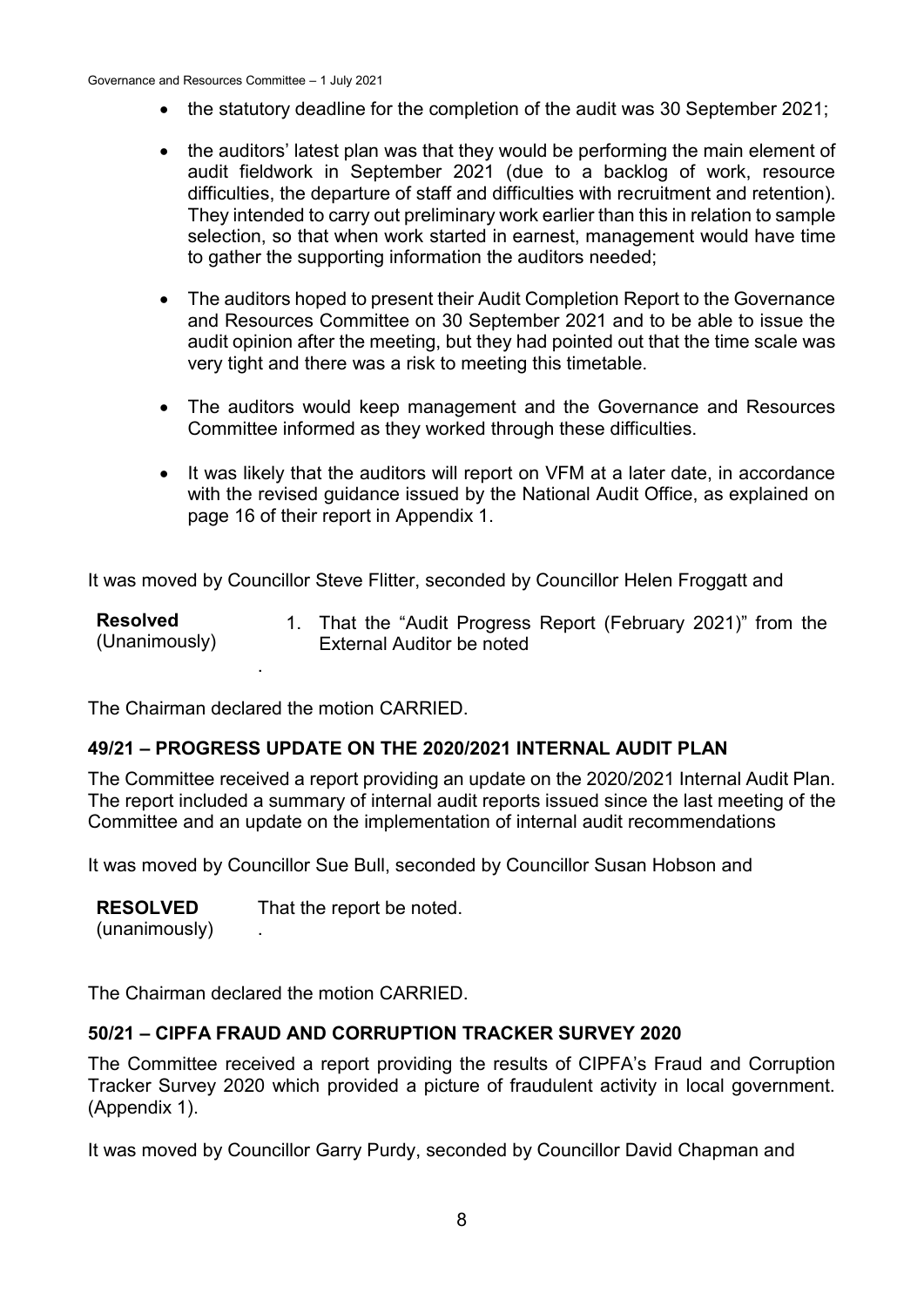- the statutory deadline for the completion of the audit was 30 September 2021;
- the auditors' latest plan was that they would be performing the main element of audit fieldwork in September 2021 (due to a backlog of work, resource difficulties, the departure of staff and difficulties with recruitment and retention). They intended to carry out preliminary work earlier than this in relation to sample selection, so that when work started in earnest, management would have time to gather the supporting information the auditors needed;
- The auditors hoped to present their Audit Completion Report to the Governance and Resources Committee on 30 September 2021 and to be able to issue the audit opinion after the meeting, but they had pointed out that the time scale was very tight and there was a risk to meeting this timetable.
- The auditors would keep management and the Governance and Resources Committee informed as they worked through these difficulties.
- It was likely that the auditors will report on VFM at a later date, in accordance with the revised guidance issued by the National Audit Office, as explained on page 16 of their report in Appendix 1.

It was moved by Councillor Steve Flitter, seconded by Councillor Helen Froggatt and

**Resolved** (Unanimously)

1. That the "Audit Progress Report (February 2021)" from the External Auditor be noted

.

The Chairman declared the motion CARRIED.

## 49/21 – PROGRESS UPDATE ON THE 2020/2021 INTERNAL AUDIT PLAN

The Committee received a report providing an update on the 2020/2021 Internal Audit Plan. The report included a summary of internal audit reports issued since the last meeting of the Committee and an update on the implementation of internal audit recommendations

It was moved by Councillor Sue Bull, seconded by Councillor Susan Hobson and

**RESOLVED** (unanimously)

That the report be noted.

.

The Chairman declared the motion CARRIED.

## 50/21 – CIPFA FRAUD AND CORRUPTION TRACKER SURVEY 2020

The Committee received a report providing the results of CIPFA's Fraud and Corruption Tracker Survey 2020 which provided a picture of fraudulent activity in local government. (Appendix 1).

It was moved by Councillor Garry Purdy, seconded by Councillor David Chapman and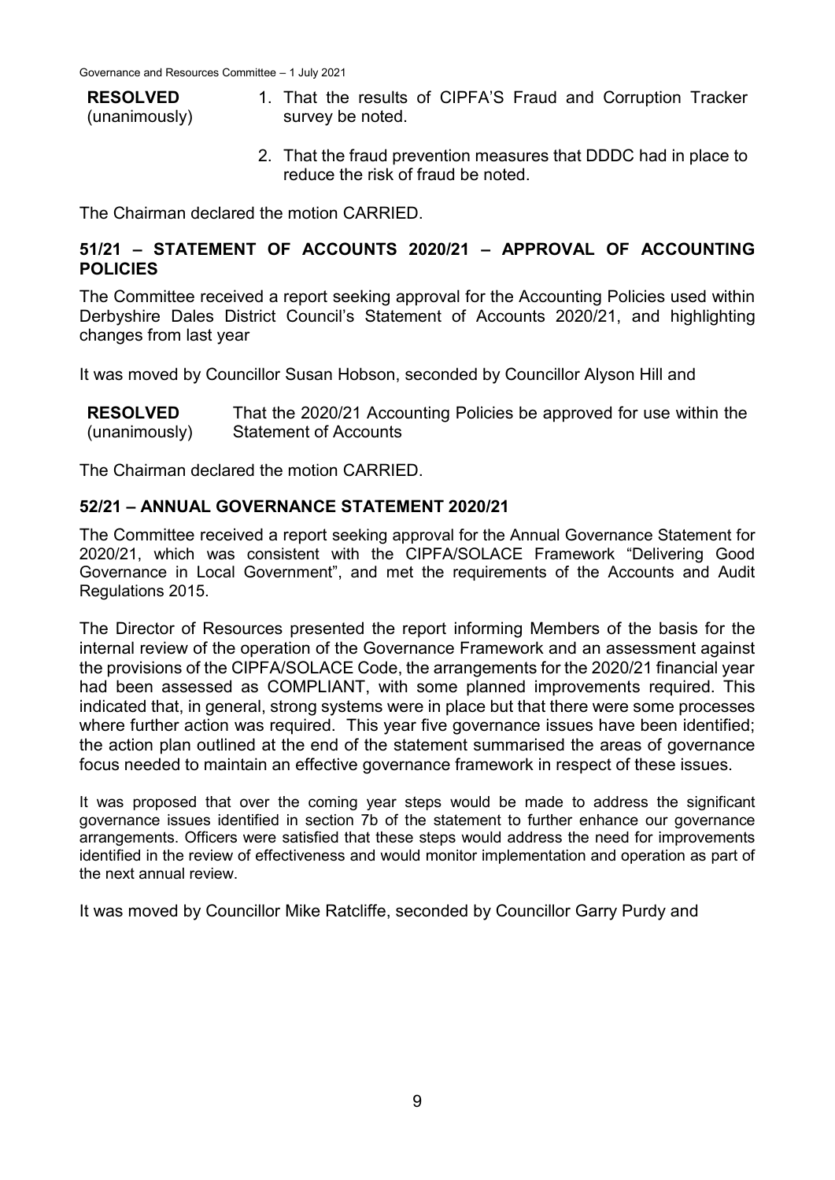**RESOLVED** (unanimously)

1. That the results of CIPFA'S Fraud and Corruption Tracker survey be noted.
2. That the fraud prevention measures that DDDC had in place to reduce the risk of fraud be noted.

The Chairman declared the motion CARRIED.

## 51/21 – STATEMENT OF ACCOUNTS 2020/21 – APPROVAL OF ACCOUNTING POLICIES

The Committee received a report seeking approval for the Accounting Policies used within Derbyshire Dales District Council's Statement of Accounts 2020/21, and highlighting changes from last year

It was moved by Councillor Susan Hobson, seconded by Councillor Alyson Hill and

**RESOLVED** (unanimously) That the 2020/21 Accounting Policies be approved for use within the Statement of Accounts

The Chairman declared the motion CARRIED.

## 52/21 – ANNUAL GOVERNANCE STATEMENT 2020/21

The Committee received a report seeking approval for the Annual Governance Statement for 2020/21, which was consistent with the CIPFA/SOLACE Framework "Delivering Good Governance in Local Government", and met the requirements of the Accounts and Audit Regulations 2015.

The Director of Resources presented the report informing Members of the basis for the internal review of the operation of the Governance Framework and an assessment against the provisions of the CIPFA/SOLACE Code, the arrangements for the 2020/21 financial year had been assessed as COMPLIANT, with some planned improvements required. This indicated that, in general, strong systems were in place but that there were some processes where further action was required. This year five governance issues have been identified; the action plan outlined at the end of the statement summarised the areas of governance focus needed to maintain an effective governance framework in respect of these issues.

It was proposed that over the coming year steps would be made to address the significant governance issues identified in section 7b of the statement to further enhance our governance arrangements. Officers were satisfied that these steps would address the need for improvements identified in the review of effectiveness and would monitor implementation and operation as part of the next annual review.

It was moved by Councillor Mike Ratcliffe, seconded by Councillor Garry Purdy and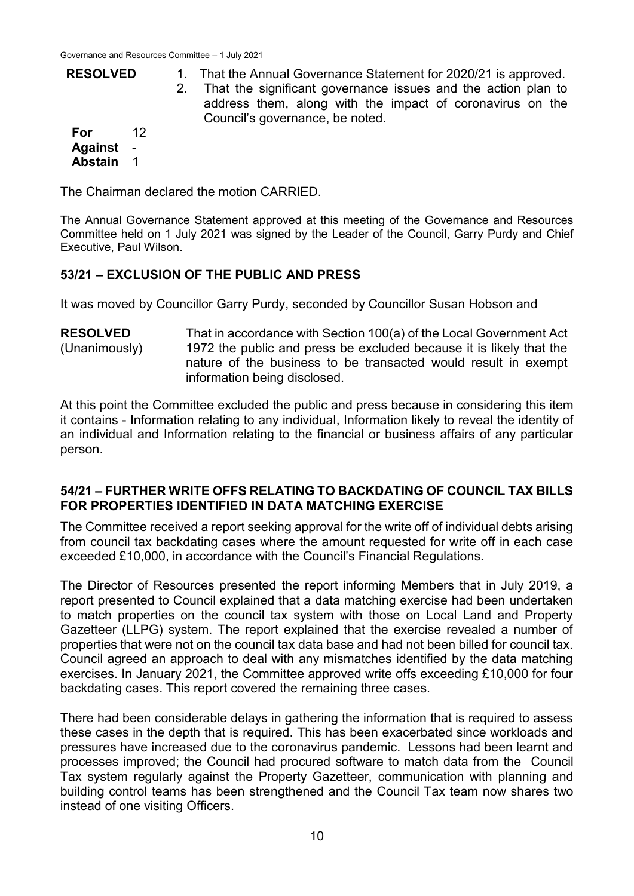**RESOLVED**

1. That the Annual Governance Statement for 2020/21 is approved.
2. That the significant governance issues and the action plan to address them, along with the impact of coronavirus on the Council's governance, be noted.

| | |
|---|---|
| **For** | 12 |
| **Against** | - |
| **Abstain** | 1 |

The Chairman declared the motion CARRIED.

The Annual Governance Statement approved at this meeting of the Governance and Resources Committee held on 1 July 2021 was signed by the Leader of the Council, Garry Purdy and Chief Executive, Paul Wilson.

### 53/21 – EXCLUSION OF THE PUBLIC AND PRESS

It was moved by Councillor Garry Purdy, seconded by Councillor Susan Hobson and

**RESOLVED** (Unanimously)

That in accordance with Section 100(a) of the Local Government Act 1972 the public and press be excluded because it is likely that the nature of the business to be transacted would result in exempt information being disclosed.

At this point the Committee excluded the public and press because in considering this item it contains - Information relating to any individual, Information likely to reveal the identity of an individual and Information relating to the financial or business affairs of any particular person.

### 54/21 – FURTHER WRITE OFFS RELATING TO BACKDATING OF COUNCIL TAX BILLS FOR PROPERTIES IDENTIFIED IN DATA MATCHING EXERCISE

The Committee received a report seeking approval for the write off of individual debts arising from council tax backdating cases where the amount requested for write off in each case exceeded £10,000, in accordance with the Council's Financial Regulations.

The Director of Resources presented the report informing Members that in July 2019, a report presented to Council explained that a data matching exercise had been undertaken to match properties on the council tax system with those on Local Land and Property Gazetteer (LLPG) system. The report explained that the exercise revealed a number of properties that were not on the council tax data base and had not been billed for council tax. Council agreed an approach to deal with any mismatches identified by the data matching exercises. In January 2021, the Committee approved write offs exceeding £10,000 for four backdating cases. This report covered the remaining three cases.

There had been considerable delays in gathering the information that is required to assess these cases in the depth that is required. This has been exacerbated since workloads and pressures have increased due to the coronavirus pandemic. Lessons had been learnt and processes improved; the Council had procured software to match data from the Council Tax system regularly against the Property Gazetteer, communication with planning and building control teams has been strengthened and the Council Tax team now shares two instead of one visiting Officers.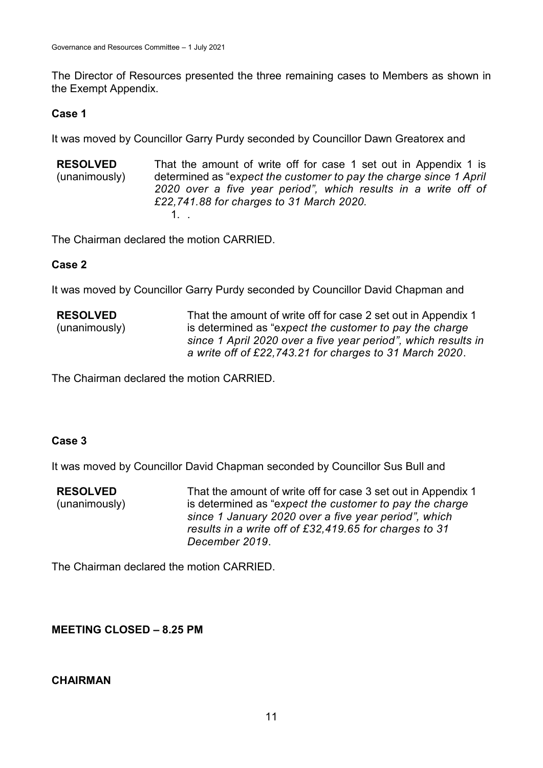The Director of Resources presented the three remaining cases to Members as shown in the Exempt Appendix.

**Case 1**

It was moved by Councillor Garry Purdy seconded by Councillor Dawn Greatorex and

**RESOLVED** (unanimously) That the amount of write off for case 1 set out in Appendix 1 is determined as "*expect the customer to pay the charge since 1 April 2020 over a five year period", which results in a write off of £22,741.88 for charges to 31 March 2020.*

1. .

The Chairman declared the motion CARRIED.

**Case 2**

It was moved by Councillor Garry Purdy seconded by Councillor David Chapman and

**RESOLVED** (unanimously) That the amount of write off for case 2 set out in Appendix 1 is determined as "*expect the customer to pay the charge since 1 April 2020 over a five year period", which results in a write off of £22,743.21 for charges to 31 March 2020*.

The Chairman declared the motion CARRIED.

**Case 3**

It was moved by Councillor David Chapman seconded by Councillor Sus Bull and

**RESOLVED** (unanimously) That the amount of write off for case 3 set out in Appendix 1 is determined as "*expect the customer to pay the charge since 1 January 2020 over a five year period", which results in a write off of £32,419.65 for charges to 31 December 2019*.

The Chairman declared the motion CARRIED.

**MEETING CLOSED – 8.25 PM**

**CHAIRMAN**